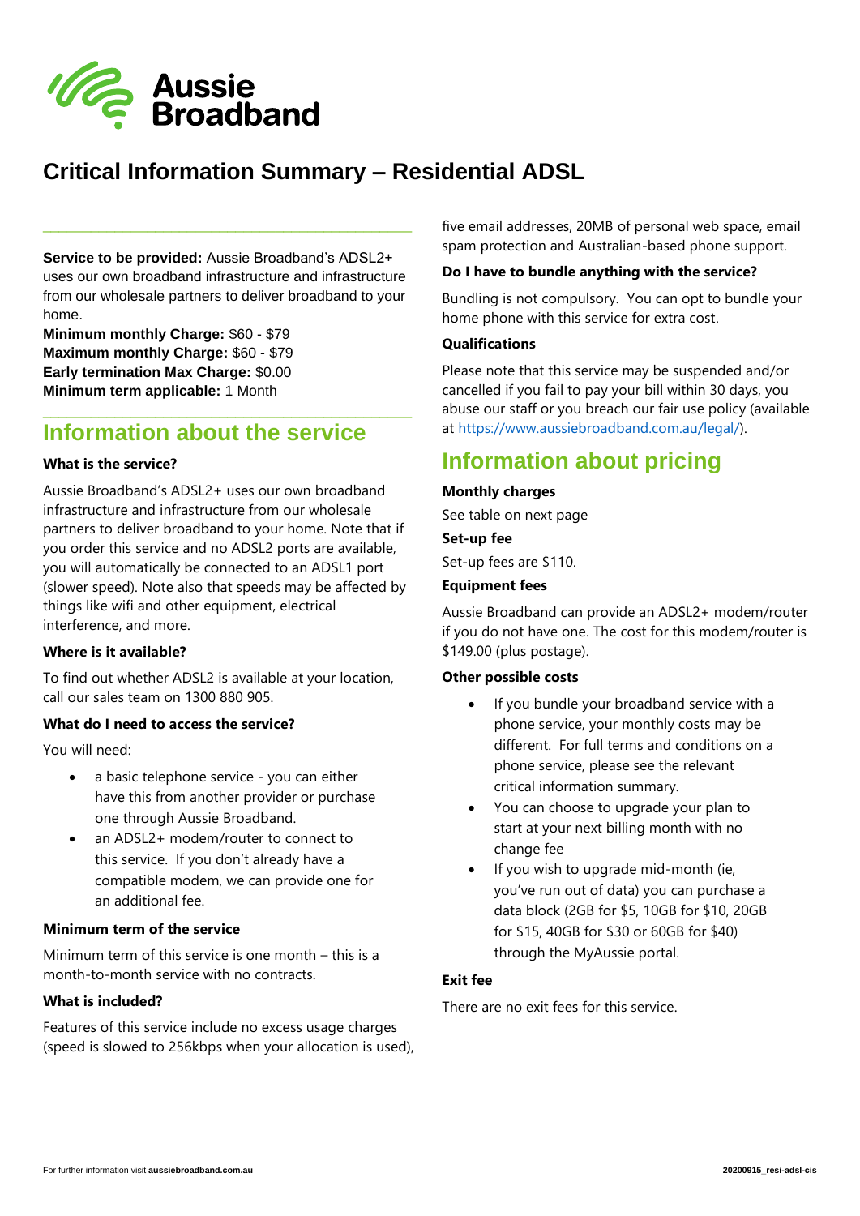Aussie Broadband

# Critical Information Summary – Residential ADSL

**Service to be provided:** Aussie Broadband's ADSL2+ uses our own broadband infrastructure and infrastructure from our wholesale partners to deliver broadband to your home.
**Minimum monthly Charge:** $60 - $79
**Maximum monthly Charge:** $60 - $79
**Early termination Max Charge:** $0.00
**Minimum term applicable:** 1 Month

## Information about the service

### What is the service?

Aussie Broadband's ADSL2+ uses our own broadband infrastructure and infrastructure from our wholesale partners to deliver broadband to your home. Note that if you order this service and no ADSL2 ports are available, you will automatically be connected to an ADSL1 port (slower speed). Note also that speeds may be affected by things like wifi and other equipment, electrical interference, and more.

### Where is it available?

To find out whether ADSL2 is available at your location, call our sales team on 1300 880 905.

### What do I need to access the service?

You will need:

- a basic telephone service - you can either have this from another provider or purchase one through Aussie Broadband.
- an ADSL2+ modem/router to connect to this service. If you don't already have a compatible modem, we can provide one for an additional fee.

### Minimum term of the service

Minimum term of this service is one month – this is a month-to-month service with no contracts.

### What is included?

Features of this service include no excess usage charges (speed is slowed to 256kbps when your allocation is used), five email addresses, 20MB of personal web space, email spam protection and Australian-based phone support.

### Do I have to bundle anything with the service?

Bundling is not compulsory. You can opt to bundle your home phone with this service for extra cost.

### Qualifications

Please note that this service may be suspended and/or cancelled if you fail to pay your bill within 30 days, you abuse our staff or you breach our fair use policy (available at https://www.aussiebroadband.com.au/legal/).

## Information about pricing

### Monthly charges

See table on next page

### Set-up fee

Set-up fees are $110.

### Equipment fees

Aussie Broadband can provide an ADSL2+ modem/router if you do not have one. The cost for this modem/router is $149.00 (plus postage).

### Other possible costs

- If you bundle your broadband service with a phone service, your monthly costs may be different. For full terms and conditions on a phone service, please see the relevant critical information summary.
- You can choose to upgrade your plan to start at your next billing month with no change fee
- If you wish to upgrade mid-month (ie, you've run out of data) you can purchase a data block (2GB for $5, 10GB for $10, 20GB for $15, 40GB for $30 or 60GB for $40) through the MyAussie portal.

### Exit fee

There are no exit fees for this service.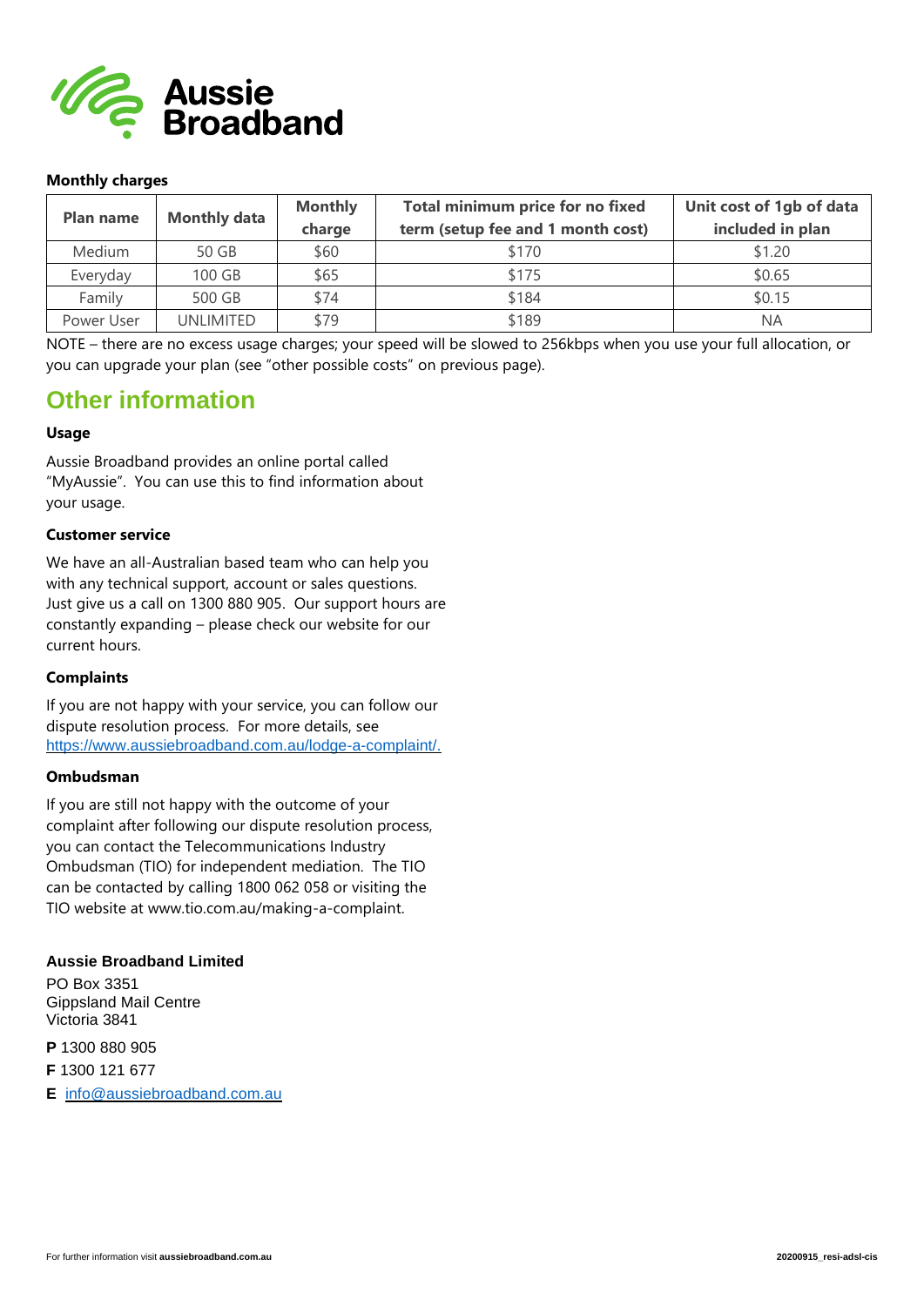**Monthly charges**

| Plan name | Monthly data | Monthly charge | Total minimum price for no fixed term (setup fee and 1 month cost) | Unit cost of 1gb of data included in plan |
|---|---|---|---|---|
| Medium | 50 GB | $60 | $170 | $1.20 |
| Everyday | 100 GB | $65 | $175 | $0.65 |
| Family | 500 GB | $74 | $184 | $0.15 |
| Power User | UNLIMITED | $79 | $189 | NA |

NOTE – there are no excess usage charges; your speed will be slowed to 256kbps when you use your full allocation, or you can upgrade your plan (see "other possible costs" on previous page).

## Other information

**Usage**

Aussie Broadband provides an online portal called "MyAussie". You can use this to find information about your usage.

**Customer service**

We have an all-Australian based team who can help you with any technical support, account or sales questions. Just give us a call on 1300 880 905. Our support hours are constantly expanding – please check our website for our current hours.

**Complaints**

If you are not happy with your service, you can follow our dispute resolution process. For more details, see https://www.aussiebroadband.com.au/lodge-a-complaint/.

**Ombudsman**

If you are still not happy with the outcome of your complaint after following our dispute resolution process, you can contact the Telecommunications Industry Ombudsman (TIO) for independent mediation. The TIO can be contacted by calling 1800 062 058 or visiting the TIO website at www.tio.com.au/making-a-complaint.

**Aussie Broadband Limited**

PO Box 3351
Gippsland Mail Centre
Victoria 3841

**P** 1300 880 905

**F** 1300 121 677

**E** info@aussiebroadband.com.au